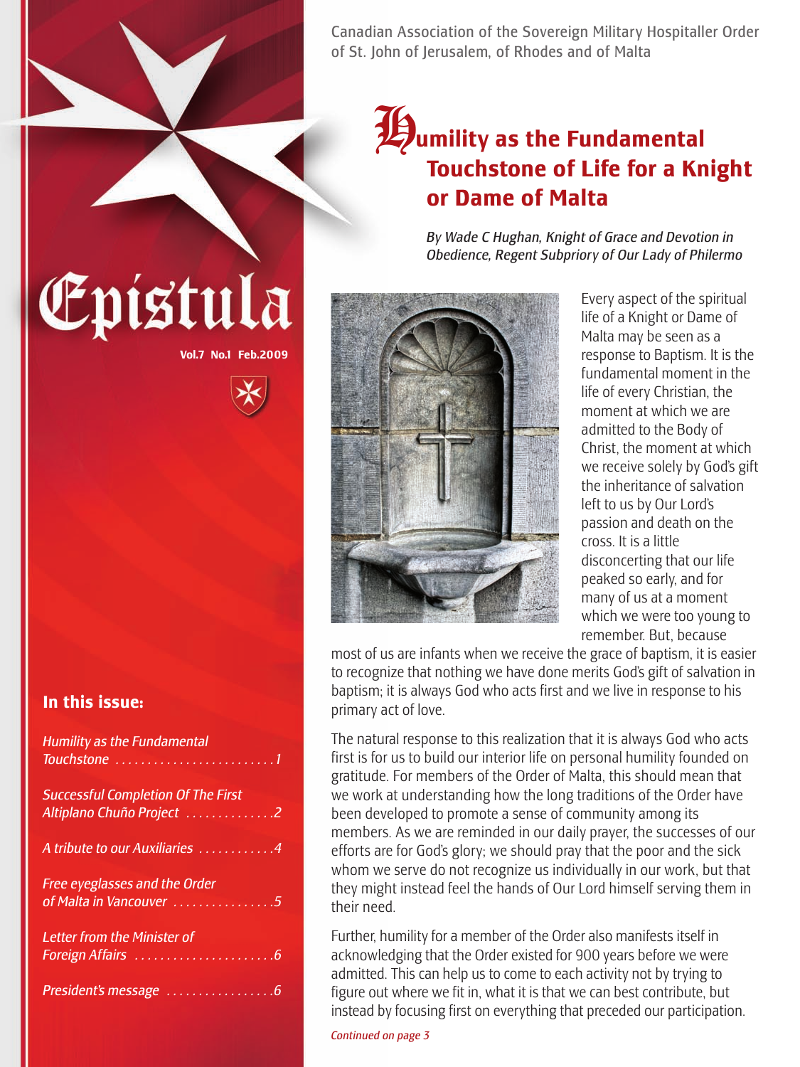# Epistula

Vol.7 No.1 Feb.2009

Canadian Association of the Sovereign Military Hospitaller Order of St. John of Jerusalem, of Rhodes and of Malta

## In this issue:

- *Humility as the Fundamental Touchstone* ........ 1
- *Successful Completion Of The First Altiplano Chuño Project* ........ 2
- *A tribute to our Auxiliaries* ........ 4
- *Free eyeglasses and the Order of Malta in Vancouver* ........ 5
- *Letter from the Minister of Foreign Affairs* ........ 6
- *President's message* ........ 6

# Humility as the Fundamental Touchstone of Life for a Knight or Dame of Malta

*By Wade C Hughan, Knight of Grace and Devotion in Obedience, Regent Subpriory of Our Lady of Philermo*

Every aspect of the spiritual life of a Knight or Dame of Malta may be seen as a response to Baptism. It is the fundamental moment in the life of every Christian, the moment at which we are admitted to the Body of Christ, the moment at which we receive solely by God's gift the inheritance of salvation left to us by Our Lord's passion and death on the cross. It is a little disconcerting that our life peaked so early, and for many of us at a moment which we were too young to remember. But, because most of us are infants when we receive the grace of baptism, it is easier to recognize that nothing we have done merits God's gift of salvation in baptism; it is always God who acts first and we live in response to his primary act of love.

The natural response to this realization that it is always God who acts first is for us to build our interior life on personal humility founded on gratitude. For members of the Order of Malta, this should mean that we work at understanding how the long traditions of the Order have been developed to promote a sense of community among its members. As we are reminded in our daily prayer, the successes of our efforts are for God's glory; we should pray that the poor and the sick whom we serve do not recognize us individually in our work, but that they might instead feel the hands of Our Lord himself serving them in their need.

Further, humility for a member of the Order also manifests itself in acknowledging that the Order existed for 900 years before we were admitted. This can help us to come to each activity not by trying to figure out where we fit in, what it is that we can best contribute, but instead by focusing first on everything that preceded our participation.

*Continued on page 3*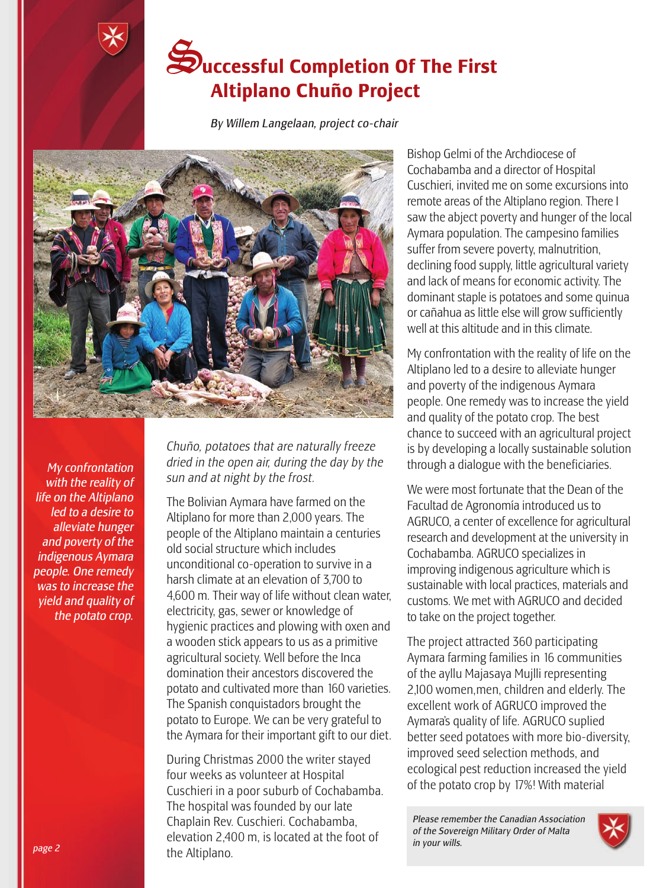# Successful Completion Of The First Altiplano Chuño Project

*By Willem Langelaan, project co-chair*

*Chuño, potatoes that are naturally freeze dried in the open air, during the day by the sun and at night by the frost.*

*My confrontation with the reality of life on the Altiplano led to a desire to alleviate hunger and poverty of the indigenous Aymara people. One remedy was to increase the yield and quality of the potato crop.*

The Bolivian Aymara have farmed on the Altiplano for more than 2,000 years. The people of the Altiplano maintain a centuries old social structure which includes unconditional co-operation to survive in a harsh climate at an elevation of 3,700 to 4,600 m. Their way of life without clean water, electricity, gas, sewer or knowledge of hygienic practices and plowing with oxen and a wooden stick appears to us as a primitive agricultural society. Well before the Inca domination their ancestors discovered the potato and cultivated more than 160 varieties. The Spanish conquistadors brought the potato to Europe. We can be very grateful to the Aymara for their important gift to our diet.

During Christmas 2000 the writer stayed four weeks as volunteer at Hospital Cuschieri in a poor suburb of Cochabamba. The hospital was founded by our late Chaplain Rev. Cuschieri. Cochabamba, elevation 2,400 m, is located at the foot of the Altiplano.

Bishop Gelmi of the Archdiocese of Cochabamba and a director of Hospital Cuschieri, invited me on some excursions into remote areas of the Altiplano region. There I saw the abject poverty and hunger of the local Aymara population. The campesino families suffer from severe poverty, malnutrition, declining food supply, little agricultural variety and lack of means for economic activity. The dominant staple is potatoes and some quinua or cañahua as little else will grow sufficiently well at this altitude and in this climate.

My confrontation with the reality of life on the Altiplano led to a desire to alleviate hunger and poverty of the indigenous Aymara people. One remedy was to increase the yield and quality of the potato crop. The best chance to succeed with an agricultural project is by developing a locally sustainable solution through a dialogue with the beneficiaries.

We were most fortunate that the Dean of the Facultad de Agronomía introduced us to AGRUCO, a center of excellence for agricultural research and development at the university in Cochabamba. AGRUCO specializes in improving indigenous agriculture which is sustainable with local practices, materials and customs. We met with AGRUCO and decided to take on the project together.

The project attracted 360 participating Aymara farming families in 16 communities of the ayllu Majasaya Mujlli representing 2,100 women,men, children and elderly. The excellent work of AGRUCO improved the Aymara's quality of life. AGRUCO suplied better seed potatoes with more bio-diversity, improved seed selection methods, and ecological pest reduction increased the yield of the potato crop by 17%! With material

*Please remember the Canadian Association of the Sovereign Military Order of Malta in your wills.*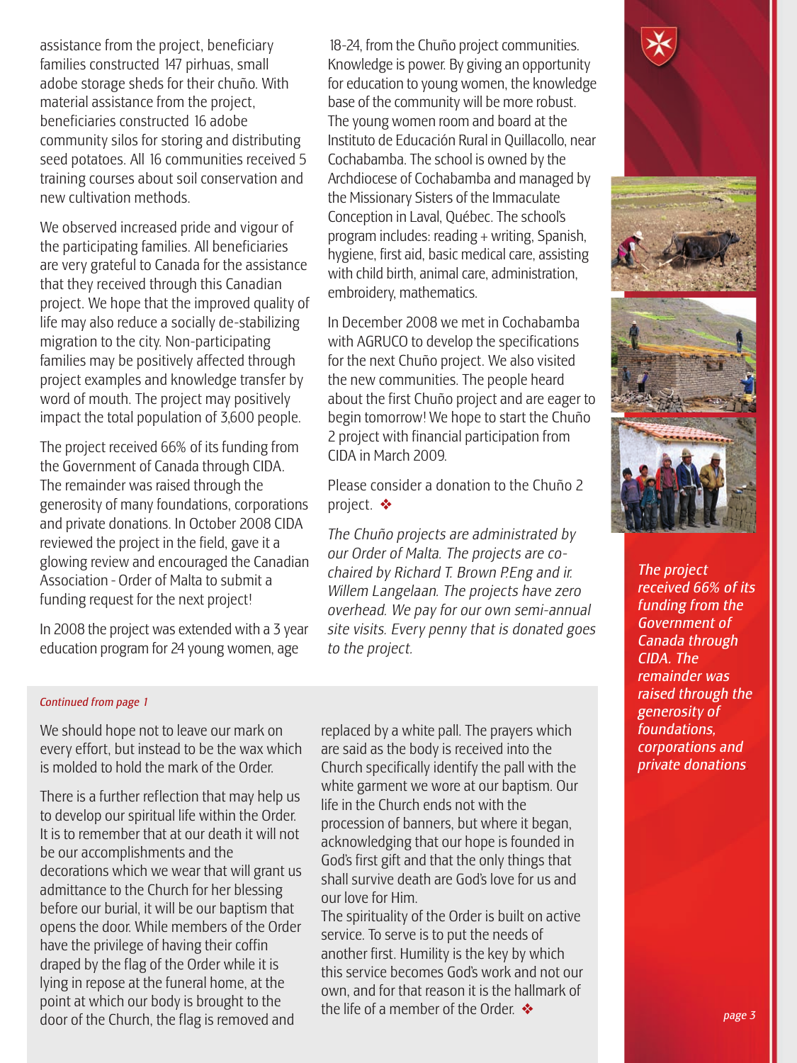assistance from the project, beneficiary families constructed 147 pirhuas, small adobe storage sheds for their chuño. With material assistance from the project, beneficiaries constructed 16 adobe community silos for storing and distributing seed potatoes. All 16 communities received 5 training courses about soil conservation and new cultivation methods.

We observed increased pride and vigour of the participating families. All beneficiaries are very grateful to Canada for the assistance that they received through this Canadian project. We hope that the improved quality of life may also reduce a socially de-stabilizing migration to the city. Non-participating families may be positively affected through project examples and knowledge transfer by word of mouth. The project may positively impact the total population of 3,600 people.

The project received 66% of its funding from the Government of Canada through CIDA. The remainder was raised through the generosity of many foundations, corporations and private donations. In October 2008 CIDA reviewed the project in the field, gave it a glowing review and encouraged the Canadian Association - Order of Malta to submit a funding request for the next project!

In 2008 the project was extended with a 3 year education program for 24 young women, age 18-24, from the Chuño project communities. Knowledge is power. By giving an opportunity for education to young women, the knowledge base of the community will be more robust. The young women room and board at the Instituto de Educación Rural in Quillacollo, near Cochabamba. The school is owned by the Archdiocese of Cochabamba and managed by the Missionary Sisters of the Immaculate Conception in Laval, Québec. The school's program includes: reading + writing, Spanish, hygiene, first aid, basic medical care, assisting with child birth, animal care, administration, embroidery, mathematics.

In December 2008 we met in Cochabamba with AGRUCO to develop the specifications for the next Chuño project. We also visited the new communities. The people heard about the first Chuño project and are eager to begin tomorrow! We hope to start the Chuño 2 project with financial participation from CIDA in March 2009.

Please consider a donation to the Chuño 2 project. ❖

*The Chuño projects are administrated by our Order of Malta. The projects are co-chaired by Richard T. Brown P.Eng and ir. Willem Langelaan. The projects have zero overhead. We pay for our own semi-annual site visits. Every penny that is donated goes to the project.*

*The project received 66% of its funding from the Government of Canada through CIDA. The remainder was raised through the generosity of foundations, corporations and private donations*

*Continued from page 1*

We should hope not to leave our mark on every effort, but instead to be the wax which is molded to hold the mark of the Order.

There is a further reflection that may help us to develop our spiritual life within the Order. It is to remember that at our death it will not be our accomplishments and the decorations which we wear that will grant us admittance to the Church for her blessing before our burial, it will be our baptism that opens the door. While members of the Order have the privilege of having their coffin draped by the flag of the Order while it is lying in repose at the funeral home, at the point at which our body is brought to the door of the Church, the flag is removed and replaced by a white pall. The prayers which are said as the body is received into the Church specifically identify the pall with the white garment we wore at our baptism. Our life in the Church ends not with the procession of banners, but where it began, acknowledging that our hope is founded in God's first gift and that the only things that shall survive death are God's love for us and our love for Him.

The spirituality of the Order is built on active service. To serve is to put the needs of another first. Humility is the key by which this service becomes God's work and not our own, and for that reason it is the hallmark of the life of a member of the Order. ❖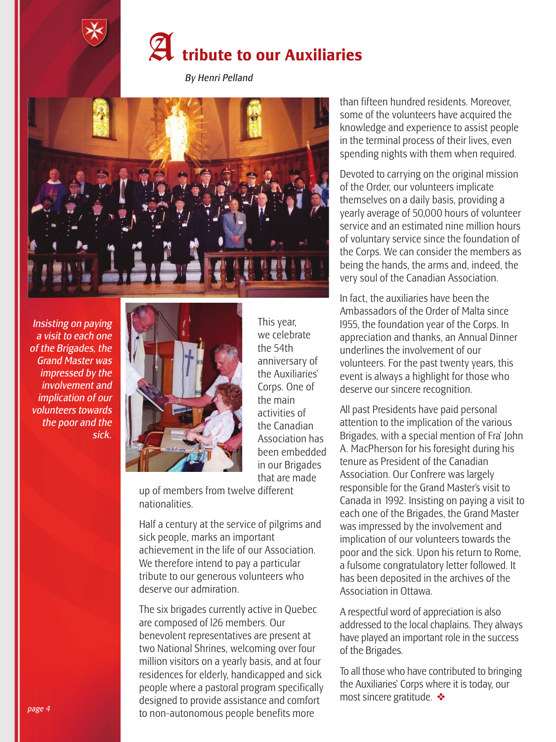# A tribute to our Auxiliaries

*By Henri Pelland*

*Insisting on paying a visit to each one of the Brigades, the Grand Master was impressed by the involvement and implication of our volunteers towards the poor and the sick.*

This year, we celebrate the 54th anniversary of the Auxiliaries' Corps. One of the main activities of the Canadian Association has been embedded in our Brigades that are made up of members from twelve different nationalities.

Half a century at the service of pilgrims and sick people, marks an important achievement in the life of our Association. We therefore intend to pay a particular tribute to our generous volunteers who deserve our admiration.

The six brigades currently active in Quebec are composed of 126 members. Our benevolent representatives are present at two National Shrines, welcoming over four million visitors on a yearly basis, and at four residences for elderly, handicapped and sick people where a pastoral program specifically designed to provide assistance and comfort to non-autonomous people benefits more than fifteen hundred residents. Moreover, some of the volunteers have acquired the knowledge and experience to assist people in the terminal process of their lives, even spending nights with them when required.

Devoted to carrying on the original mission of the Order, our volunteers implicate themselves on a daily basis, providing a yearly average of 50,000 hours of volunteer service and an estimated nine million hours of voluntary service since the foundation of the Corps. We can consider the members as being the hands, the arms and, indeed, the very soul of the Canadian Association.

In fact, the auxiliaries have been the Ambassadors of the Order of Malta since 1955, the foundation year of the Corps. In appreciation and thanks, an Annual Dinner underlines the involvement of our volunteers. For the past twenty years, this event is always a highlight for those who deserve our sincere recognition.

All past Presidents have paid personal attention to the implication of the various Brigades, with a special mention of Fra' John A. MacPherson for his foresight during his tenure as President of the Canadian Association. Our Confrere was largely responsible for the Grand Master's visit to Canada in 1992. Insisting on paying a visit to each one of the Brigades, the Grand Master was impressed by the involvement and implication of our volunteers towards the poor and the sick. Upon his return to Rome, a fulsome congratulatory letter followed. It has been deposited in the archives of the Association in Ottawa.

A respectful word of appreciation is also addressed to the local chaplains. They always have played an important role in the success of the Brigades.

To all those who have contributed to bringing the Auxiliaries' Corps where it is today, our most sincere gratitude. ❖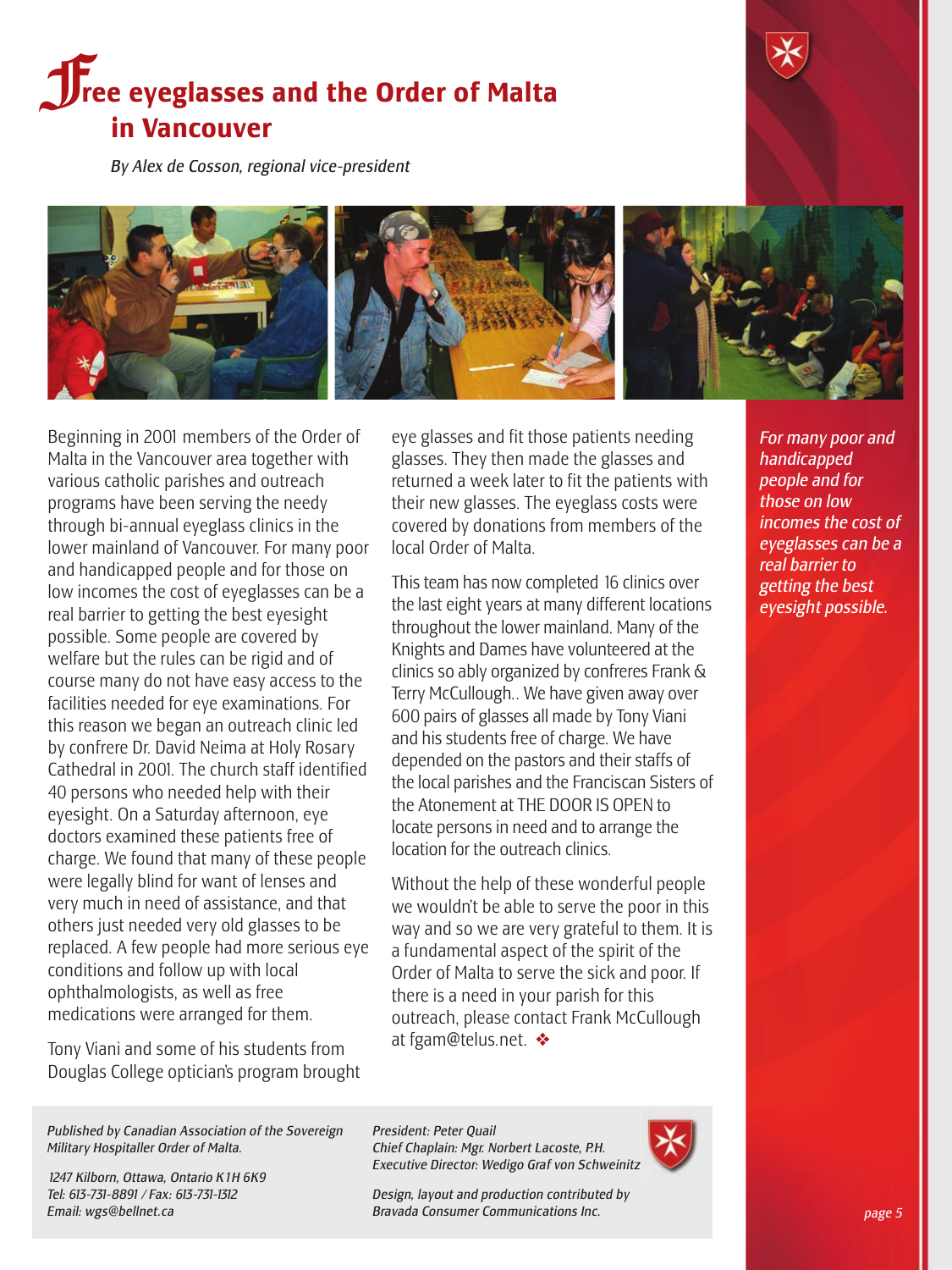# Free eyeglasses and the Order of Malta in Vancouver

*By Alex de Cosson, regional vice-president*

Beginning in 2001 members of the Order of Malta in the Vancouver area together with various catholic parishes and outreach programs have been serving the needy through bi-annual eyeglass clinics in the lower mainland of Vancouver. For many poor and handicapped people and for those on low incomes the cost of eyeglasses can be a real barrier to getting the best eyesight possible. Some people are covered by welfare but the rules can be rigid and of course many do not have easy access to the facilities needed for eye examinations. For this reason we began an outreach clinic led by confrere Dr. David Neima at Holy Rosary Cathedral in 2001. The church staff identified 40 persons who needed help with their eyesight. On a Saturday afternoon, eye doctors examined these patients free of charge. We found that many of these people were legally blind for want of lenses and very much in need of assistance, and that others just needed very old glasses to be replaced. A few people had more serious eye conditions and follow up with local ophthalmologists, as well as free medications were arranged for them.

Tony Viani and some of his students from Douglas College optician's program brought eye glasses and fit those patients needing glasses. They then made the glasses and returned a week later to fit the patients with their new glasses. The eyeglass costs were covered by donations from members of the local Order of Malta.

This team has now completed 16 clinics over the last eight years at many different locations throughout the lower mainland. Many of the Knights and Dames have volunteered at the clinics so ably organized by confreres Frank & Terry McCullough.. We have given away over 600 pairs of glasses all made by Tony Viani and his students free of charge. We have depended on the pastors and their staffs of the local parishes and the Franciscan Sisters of the Atonement at THE DOOR IS OPEN to locate persons in need and to arrange the location for the outreach clinics.

Without the help of these wonderful people we wouldn't be able to serve the poor in this way and so we are very grateful to them. It is a fundamental aspect of the spirit of the Order of Malta to serve the sick and poor. If there is a need in your parish for this outreach, please contact Frank McCullough at fgam@telus.net. ❖

*For many poor and handicapped people and for those on low incomes the cost of eyeglasses can be a real barrier to getting the best eyesight possible.*

*Published by Canadian Association of the Sovereign Military Hospitaller Order of Malta.*

*1247 Kilborn, Ottawa, Ontario K1H 6K9*
*Tel: 613-731-8891 / Fax: 613-731-1312*
*Email: wgs@bellnet.ca*

*President: Peter Quail*
*Chief Chaplain: Mgr. Norbert Lacoste, P.H.*
*Executive Director: Wedigo Graf von Schweinitz*

*Design, layout and production contributed by Bravada Consumer Communications Inc.*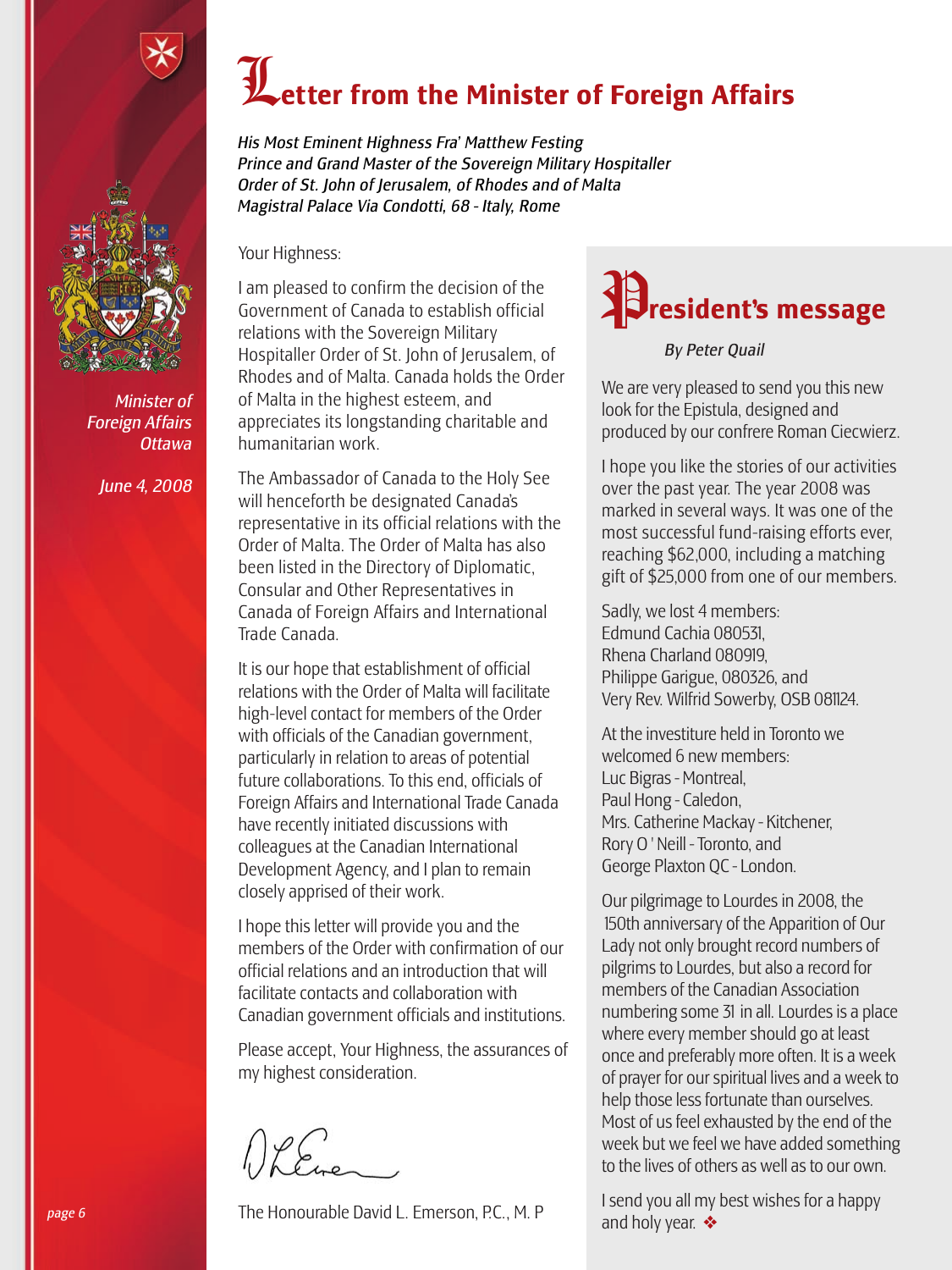# Letter from the Minister of Foreign Affairs

*Minister of Foreign Affairs Ottawa*

*June 4, 2008*

*His Most Eminent Highness Fra' Matthew Festing*
*Prince and Grand Master of the Sovereign Military Hospitaller Order of St. John of Jerusalem, of Rhodes and of Malta*
*Magistral Palace Via Condotti, 68 - Italy, Rome*

Your Highness:

I am pleased to confirm the decision of the Government of Canada to establish official relations with the Sovereign Military Hospitaller Order of St. John of Jerusalem, of Rhodes and of Malta. Canada holds the Order of Malta in the highest esteem, and appreciates its longstanding charitable and humanitarian work.

The Ambassador of Canada to the Holy See will henceforth be designated Canada's representative in its official relations with the Order of Malta. The Order of Malta has also been listed in the Directory of Diplomatic, Consular and Other Representatives in Canada of Foreign Affairs and International Trade Canada.

It is our hope that establishment of official relations with the Order of Malta will facilitate high-level contact for members of the Order with officials of the Canadian government, particularly in relation to areas of potential future collaborations. To this end, officials of Foreign Affairs and International Trade Canada have recently initiated discussions with colleagues at the Canadian International Development Agency, and I plan to remain closely apprised of their work.

I hope this letter will provide you and the members of the Order with confirmation of our official relations and an introduction that will facilitate contacts and collaboration with Canadian government officials and institutions.

Please accept, Your Highness, the assurances of my highest consideration.

The Honourable David L. Emerson, P.C., M. P

# President's message

*By Peter Quail*

We are very pleased to send you this new look for the Epistula, designed and produced by our confrere Roman Ciecwierz.

I hope you like the stories of our activities over the past year. The year 2008 was marked in several ways. It was one of the most successful fund-raising efforts ever, reaching $62,000, including a matching gift of $25,000 from one of our members.

Sadly, we lost 4 members:
Edmund Cachia 080531,
Rhena Charland 080919,
Philippe Garigue, 080326, and
Very Rev. Wilfrid Sowerby, OSB 081124.

At the investiture held in Toronto we welcomed 6 new members:
Luc Bigras - Montreal,
Paul Hong - Caledon,
Mrs. Catherine Mackay - Kitchener,
Rory O ' Neill - Toronto, and
George Plaxton QC - London.

Our pilgrimage to Lourdes in 2008, the 150th anniversary of the Apparition of Our Lady not only brought record numbers of pilgrims to Lourdes, but also a record for members of the Canadian Association numbering some 31 in all. Lourdes is a place where every member should go at least once and preferably more often. It is a week of prayer for our spiritual lives and a week to help those less fortunate than ourselves. Most of us feel exhausted by the end of the week but we feel we have added something to the lives of others as well as to our own.

I send you all my best wishes for a happy and holy year. ❖